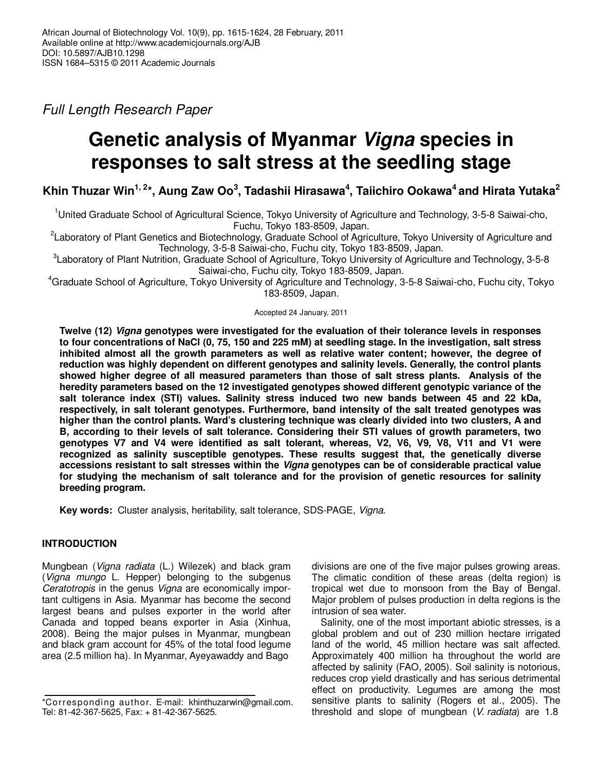Full Length Research Paper

# Genetic analysis of Myanmar *Vigna* species in responses to salt stress at the seedling stage

**Khin Thuzar Win[1, 2]*, Aung Zaw Oo[3], Tadashii Hirasawa[4], Taiichiro Ookawa[4] and Hirata Yutaka[2]**

[1]United Graduate School of Agricultural Science, Tokyo University of Agriculture and Technology, 3-5-8 Saiwai-cho, Fuchu, Tokyo 183-8509, Japan.

[2]Laboratory of Plant Genetics and Biotechnology, Graduate School of Agriculture, Tokyo University of Agriculture and Technology, 3-5-8 Saiwai-cho, Fuchu city, Tokyo 183-8509, Japan.

[3]Laboratory of Plant Nutrition, Graduate School of Agriculture, Tokyo University of Agriculture and Technology, 3-5-8 Saiwai-cho, Fuchu city, Tokyo 183-8509, Japan.

[4]Graduate School of Agriculture, Tokyo University of Agriculture and Technology, 3-5-8 Saiwai-cho, Fuchu city, Tokyo 183-8509, Japan.

Accepted 24 January, 2011

**Twelve (12) *Vigna* genotypes were investigated for the evaluation of their tolerance levels in responses to four concentrations of NaCl (0, 75, 150 and 225 mM) at seedling stage. In the investigation, salt stress inhibited almost all the growth parameters as well as relative water content; however, the degree of reduction was highly dependent on different genotypes and salinity levels. Generally, the control plants showed higher degree of all measured parameters than those of salt stress plants. Analysis of the heredity parameters based on the 12 investigated genotypes showed different genotypic variance of the salt tolerance index (STI) values. Salinity stress induced two new bands between 45 and 22 kDa, respectively, in salt tolerant genotypes. Furthermore, band intensity of the salt treated genotypes was higher than the control plants. Ward's clustering technique was clearly divided into two clusters, A and B, according to their levels of salt tolerance. Considering their STI values of growth parameters, two genotypes V7 and V4 were identified as salt tolerant, whereas, V2, V6, V9, V8, V11 and V1 were recognized as salinity susceptible genotypes. These results suggest that, the genetically diverse accessions resistant to salt stresses within the *Vigna* genotypes can be of considerable practical value for studying the mechanism of salt tolerance and for the provision of genetic resources for salinity breeding program.**

**Key words:** Cluster analysis, heritability, salt tolerance, SDS-PAGE, *Vigna*.

## INTRODUCTION

Mungbean (*Vigna radiata* (L.) Wilezek) and black gram (*Vigna mungo* L. Hepper) belonging to the subgenus *Ceratotropis* in the genus *Vigna* are economically important cultigens in Asia. Myanmar has become the second largest beans and pulses exporter in the world after Canada and topped beans exporter in Asia (Xinhua, 2008). Being the major pulses in Myanmar, mungbean and black gram account for 45% of the total food legume area (2.5 million ha). In Myanmar, Ayeyawaddy and Bago divisions are one of the five major pulses growing areas. The climatic condition of these areas (delta region) is tropical wet due to monsoon from the Bay of Bengal. Major problem of pulses production in delta regions is the intrusion of sea water.

Salinity, one of the most important abiotic stresses, is a global problem and out of 230 million hectare irrigated land of the world, 45 million hectare was salt affected. Approximately 400 million ha throughout the world are affected by salinity (FAO, 2005). Soil salinity is notorious, reduces crop yield drastically and has serious detrimental effect on productivity. Legumes are among the most sensitive plants to salinity (Rogers et al., 2005). The threshold and slope of mungbean (*V. radiata*) are 1.8

*Corresponding author. E-mail: khinthuzarwin@gmail.com. Tel: 81-42-367-5625, Fax: + 81-42-367-5625.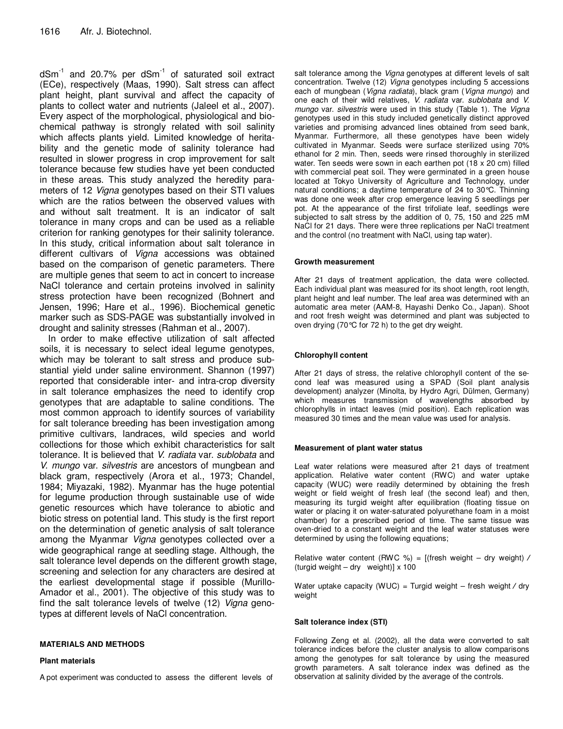$dSm^{-1}$ and 20.7% per $dSm^{-1}$ of saturated soil extract (ECe), respectively (Maas, 1990). Salt stress can affect plant height, plant survival and affect the capacity of plants to collect water and nutrients (Jaleel et al., 2007). Every aspect of the morphological, physiological and biochemical pathway is strongly related with soil salinity which affects plants yield. Limited knowledge of heritability and the genetic mode of salinity tolerance had resulted in slower progress in crop improvement for salt tolerance because few studies have yet been conducted in these areas. This study analyzed the heredity parameters of 12 *Vigna* genotypes based on their STI values which are the ratios between the observed values with and without salt treatment. It is an indicator of salt tolerance in many crops and can be used as a reliable criterion for ranking genotypes for their salinity tolerance. In this study, critical information about salt tolerance in different cultivars of *Vigna* accessions was obtained based on the comparison of genetic parameters. There are multiple genes that seem to act in concert to increase NaCl tolerance and certain proteins involved in salinity stress protection have been recognized (Bohnert and Jensen, 1996; Hare et al., 1996). Biochemical genetic marker such as SDS-PAGE was substantially involved in drought and salinity stresses (Rahman et al., 2007).

In order to make effective utilization of salt affected soils, it is necessary to select ideal legume genotypes, which may be tolerant to salt stress and produce substantial yield under saline environment. Shannon (1997) reported that considerable inter- and intra-crop diversity in salt tolerance emphasizes the need to identify crop genotypes that are adaptable to saline conditions. The most common approach to identify sources of variability for salt tolerance breeding has been investigation among primitive cultivars, landraces, wild species and world collections for those which exhibit characteristics for salt tolerance. It is believed that *V. radiata* var. *sublobata* and *V. mungo* var. *silvestris* are ancestors of mungbean and black gram, respectively (Arora et al., 1973; Chandel, 1984; Miyazaki, 1982). Myanmar has the huge potential for legume production through sustainable use of wide genetic resources which have tolerance to abiotic and biotic stress on potential land. This study is the first report on the determination of genetic analysis of salt tolerance among the Myanmar *Vigna* genotypes collected over a wide geographical range at seedling stage. Although, the salt tolerance level depends on the different growth stage, screening and selection for any characters are desired at the earliest developmental stage if possible (Murillo-Amador et al., 2001). The objective of this study was to find the salt tolerance levels of twelve (12) *Vigna* genotypes at different levels of NaCl concentration.

## MATERIALS AND METHODS

### Plant materials

A pot experiment was conducted to assess the different levels of salt tolerance among the *Vigna* genotypes at different levels of salt concentration. Twelve (12) *Vigna* genotypes including 5 accessions each of mungbean (*Vigna radiata*), black gram (*Vigna mungo*) and one each of their wild relatives, *V. radiata* var. *sublobata* and *V. mungo* var. *silvestris* were used in this study (Table 1). The *Vigna* genotypes used in this study included genetically distinct approved varieties and promising advanced lines obtained from seed bank, Myanmar. Furthermore, all these genotypes have been widely cultivated in Myanmar. Seeds were surface sterilized using 70% ethanol for 2 min. Then, seeds were rinsed thoroughly in sterilized water. Ten seeds were sown in each earthen pot (18 x 20 cm) filled with commercial peat soil. They were germinated in a green house located at Tokyo University of Agriculture and Technology, under natural conditions; a daytime temperature of 24 to 30°C. Thinning was done one week after crop emergence leaving 5 seedlings per pot. At the appearance of the first trifoliate leaf, seedlings were subjected to salt stress by the addition of 0, 75, 150 and 225 mM NaCl for 21 days. There were three replications per NaCl treatment and the control (no treatment with NaCl, using tap water).

### Growth measurement

After 21 days of treatment application, the data were collected. Each individual plant was measured for its shoot length, root length, plant height and leaf number. The leaf area was determined with an automatic area meter (AAM-8, Hayashi Denko Co., Japan). Shoot and root fresh weight was determined and plant was subjected to oven drying (70°C for 72 h) to the get dry weight.

### Chlorophyll content

After 21 days of stress, the relative chlorophyll content of the second leaf was measured using a SPAD (Soil plant analysis development) analyzer (Minolta, by Hydro Agri, Dülmen, Germany) which measures transmission of wavelengths absorbed by chlorophylls in intact leaves (mid position). Each replication was measured 30 times and the mean value was used for analysis.

### Measurement of plant water status

Leaf water relations were measured after 21 days of treatment application. Relative water content (RWC) and water uptake capacity (WUC) were readily determined by obtaining the fresh weight or field weight of fresh leaf (the second leaf) and then, measuring its turgid weight after equilibration (floating tissue on water or placing it on water-saturated polyurethane foam in a moist chamber) for a prescribed period of time. The same tissue was oven-dried to a constant weight and the leaf water statuses were determined by using the following equations;

$$\text{Relative water content (RWC \%)} = [(\text{fresh weight} - \text{dry weight}) / (\text{turgid weight} - \text{dry weight})] \times 100$$

$$\text{Water uptake capacity (WUC)} = \text{Turgid weight} - \text{fresh weight} / \text{dry weight}$$

### Salt tolerance index (STI)

Following Zeng et al. (2002), all the data were converted to salt tolerance indices before the cluster analysis to allow comparisons among the genotypes for salt tolerance by using the measured growth parameters. A salt tolerance index was defined as the observation at salinity divided by the average of the controls.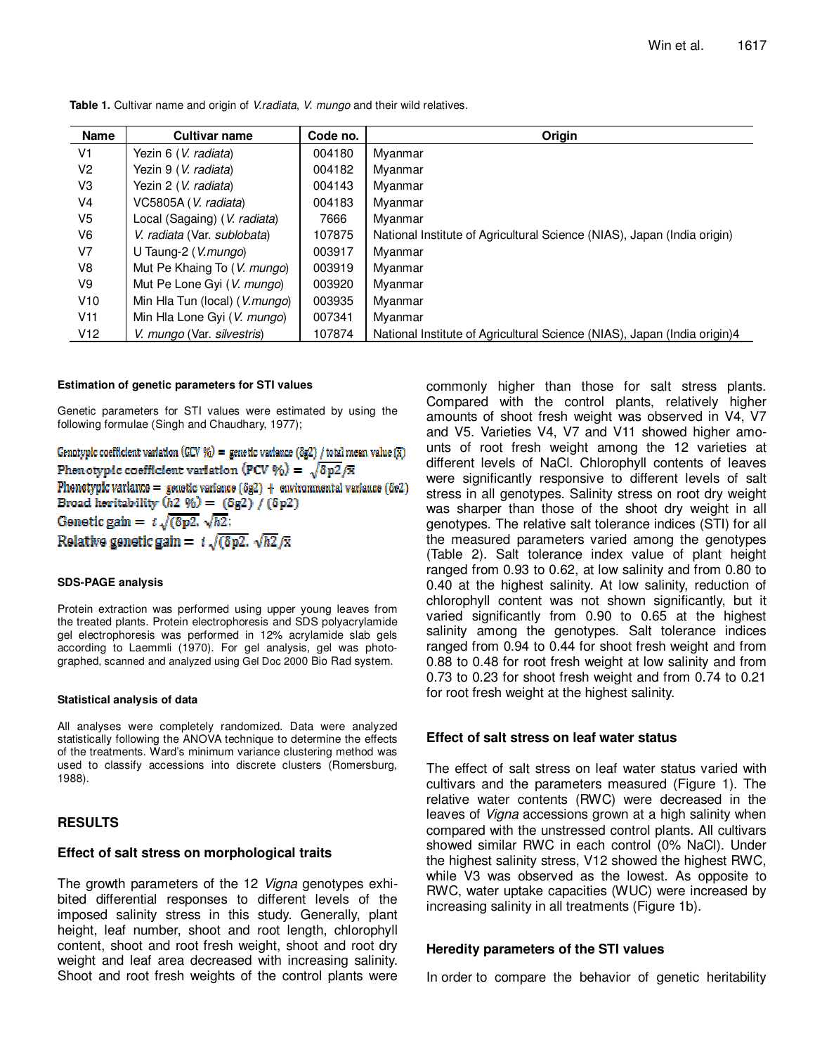**Table 1.** Cultivar name and origin of *V.radiata*, *V. mungo* and their wild relatives.

| Name | Cultivar name | Code no. | Origin |
|---|---|---|---|
| V1 | Yezin 6 (*V. radiata*) | 004180 | Myanmar |
| V2 | Yezin 9 (*V. radiata*) | 004182 | Myanmar |
| V3 | Yezin 2 (*V. radiata*) | 004143 | Myanmar |
| V4 | VC5805A (*V. radiata*) | 004183 | Myanmar |
| V5 | Local (Sagaing) (*V. radiata*) | 7666 | Myanmar |
| V6 | *V. radiata* (Var. *sublobata*) | 107875 | National Institute of Agricultural Science (NIAS), Japan (India origin) |
| V7 | U Taung-2 (*V.mungo*) | 003917 | Myanmar |
| V8 | Mut Pe Khaing To (*V. mungo*) | 003919 | Myanmar |
| V9 | Mut Pe Lone Gyi (*V. mungo*) | 003920 | Myanmar |
| V10 | Min Hla Tun (local) (*V.mungo*) | 003935 | Myanmar |
| V11 | Min Hla Lone Gyi (*V. mungo*) | 007341 | Myanmar |
| V12 | *V. mungo* (Var. *silvestris*) | 107874 | National Institute of Agricultural Science (NIAS), Japan (India origin)4 |

#### Estimation of genetic parameters for STI values

Genetic parameters for STI values were estimated by using the following formulae (Singh and Chaudhary, 1977);

Genotypic coefficient variation (GCV %) = genetic variance ($\delta g2$) / total mean value ($\bar{x}$)

Phenotypic coefficient variation (PCV %) = $\sqrt{\delta p2}/\bar{x}$

Phenotypic variance = genetic variance ($\delta g2$) + environmental variance ($\delta e2$)

Broad heritability ($h2$ %) = ($\delta g2$) / ($\delta p2$)

Genetic gain = $t\sqrt{(\delta p2}.\sqrt{h2}$;

Relative genetic gain = $t\sqrt{(\delta p2}.\sqrt{h2}/\bar{x}$

#### SDS-PAGE analysis

Protein extraction was performed using upper young leaves from the treated plants. Protein electrophoresis and SDS polyacrylamide gel electrophoresis was performed in 12% acrylamide slab gels according to Laemmli (1970). For gel analysis, gel was photographed, scanned and analyzed using Gel Doc 2000 Bio Rad system.

#### Statistical analysis of data

All analyses were completely randomized. Data were analyzed statistically following the ANOVA technique to determine the effects of the treatments. Ward's minimum variance clustering method was used to classify accessions into discrete clusters (Romersburg, 1988).

## RESULTS

### Effect of salt stress on morphological traits

The growth parameters of the 12 *Vigna* genotypes exhibited differential responses to different levels of the imposed salinity stress in this study. Generally, plant height, leaf number, shoot and root length, chlorophyll content, shoot and root fresh weight, shoot and root dry weight and leaf area decreased with increasing salinity. Shoot and root fresh weights of the control plants were commonly higher than those for salt stress plants. Compared with the control plants, relatively higher amounts of shoot fresh weight was observed in V4, V7 and V5. Varieties V4, V7 and V11 showed higher amounts of root fresh weight among the 12 varieties at different levels of NaCl. Chlorophyll contents of leaves were significantly responsive to different levels of salt stress in all genotypes. Salinity stress on root dry weight was sharper than those of the shoot dry weight in all genotypes. The relative salt tolerance indices (STI) for all the measured parameters varied among the genotypes (Table 2). Salt tolerance index value of plant height ranged from 0.93 to 0.62, at low salinity and from 0.80 to 0.40 at the highest salinity. At low salinity, reduction of chlorophyll content was not shown significantly, but it varied significantly from 0.90 to 0.65 at the highest salinity among the genotypes. Salt tolerance indices ranged from 0.94 to 0.44 for shoot fresh weight and from 0.88 to 0.48 for root fresh weight at low salinity and from 0.73 to 0.23 for shoot fresh weight and from 0.74 to 0.21 for root fresh weight at the highest salinity.

### Effect of salt stress on leaf water status

The effect of salt stress on leaf water status varied with cultivars and the parameters measured (Figure 1). The relative water contents (RWC) were decreased in the leaves of *Vigna* accessions grown at a high salinity when compared with the unstressed control plants. All cultivars showed similar RWC in each control (0% NaCl). Under the highest salinity stress, V12 showed the highest RWC, while V3 was observed as the lowest. As opposite to RWC, water uptake capacities (WUC) were increased by increasing salinity in all treatments (Figure 1b).

### Heredity parameters of the STI values

In order to compare the behavior of genetic heritability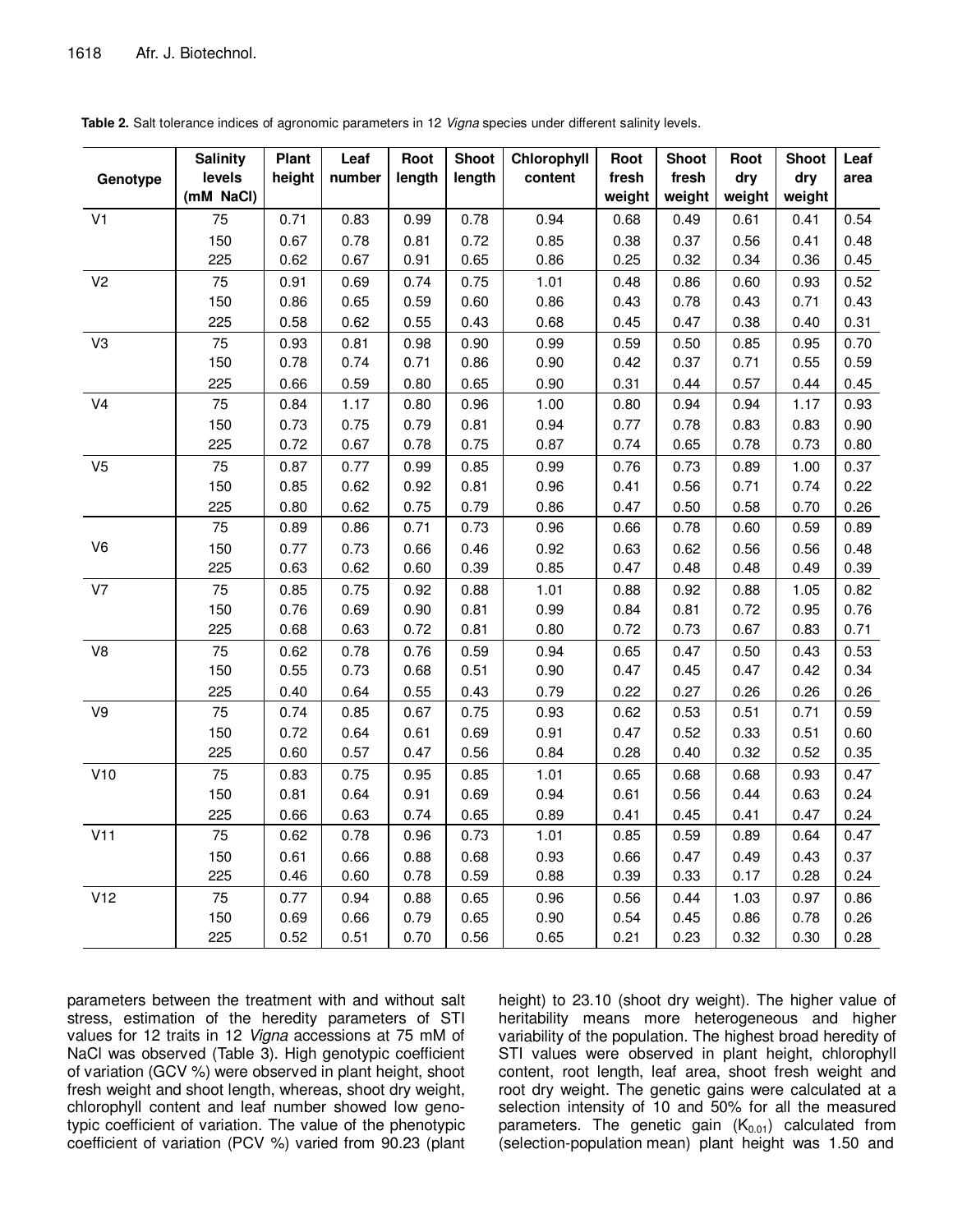**Table 2.** Salt tolerance indices of agronomic parameters in 12 *Vigna* species under different salinity levels.

| Genotype | Salinity levels (mM NaCl) | Plant height | Leaf number | Root length | Shoot length | Chlorophyll content | Root fresh weight | Shoot fresh weight | Root dry weight | Shoot dry weight | Leaf area |
|---|---|---|---|---|---|---|---|---|---|---|---|
| V1 | 75 | 0.71 | 0.83 | 0.99 | 0.78 | 0.94 | 0.68 | 0.49 | 0.61 | 0.41 | 0.54 |
| | 150 | 0.67 | 0.78 | 0.81 | 0.72 | 0.85 | 0.38 | 0.37 | 0.56 | 0.41 | 0.48 |
| | 225 | 0.62 | 0.67 | 0.91 | 0.65 | 0.86 | 0.25 | 0.32 | 0.34 | 0.36 | 0.45 |
| V2 | 75 | 0.91 | 0.69 | 0.74 | 0.75 | 1.01 | 0.48 | 0.86 | 0.60 | 0.93 | 0.52 |
| | 150 | 0.86 | 0.65 | 0.59 | 0.60 | 0.86 | 0.43 | 0.78 | 0.43 | 0.71 | 0.43 |
| | 225 | 0.58 | 0.62 | 0.55 | 0.43 | 0.68 | 0.45 | 0.47 | 0.38 | 0.40 | 0.31 |
| V3 | 75 | 0.93 | 0.81 | 0.98 | 0.90 | 0.99 | 0.59 | 0.50 | 0.85 | 0.95 | 0.70 |
| | 150 | 0.78 | 0.74 | 0.71 | 0.86 | 0.90 | 0.42 | 0.37 | 0.71 | 0.55 | 0.59 |
| | 225 | 0.66 | 0.59 | 0.80 | 0.65 | 0.90 | 0.31 | 0.44 | 0.57 | 0.44 | 0.45 |
| V4 | 75 | 0.84 | 1.17 | 0.80 | 0.96 | 1.00 | 0.80 | 0.94 | 0.94 | 1.17 | 0.93 |
| | 150 | 0.73 | 0.75 | 0.79 | 0.81 | 0.94 | 0.77 | 0.78 | 0.83 | 0.83 | 0.90 |
| | 225 | 0.72 | 0.67 | 0.78 | 0.75 | 0.87 | 0.74 | 0.65 | 0.78 | 0.73 | 0.80 |
| V5 | 75 | 0.87 | 0.77 | 0.99 | 0.85 | 0.99 | 0.76 | 0.73 | 0.89 | 1.00 | 0.37 |
| | 150 | 0.85 | 0.62 | 0.92 | 0.81 | 0.96 | 0.41 | 0.56 | 0.71 | 0.74 | 0.22 |
| | 225 | 0.80 | 0.62 | 0.75 | 0.79 | 0.86 | 0.47 | 0.50 | 0.58 | 0.70 | 0.26 |
| V6 | 75 | 0.89 | 0.86 | 0.71 | 0.73 | 0.96 | 0.66 | 0.78 | 0.60 | 0.59 | 0.89 |
| | 150 | 0.77 | 0.73 | 0.66 | 0.46 | 0.92 | 0.63 | 0.62 | 0.56 | 0.56 | 0.48 |
| | 225 | 0.63 | 0.62 | 0.60 | 0.39 | 0.85 | 0.47 | 0.48 | 0.48 | 0.49 | 0.39 |
| V7 | 75 | 0.85 | 0.75 | 0.92 | 0.88 | 1.01 | 0.88 | 0.92 | 0.88 | 1.05 | 0.82 |
| | 150 | 0.76 | 0.69 | 0.90 | 0.81 | 0.99 | 0.84 | 0.81 | 0.72 | 0.95 | 0.76 |
| | 225 | 0.68 | 0.63 | 0.72 | 0.81 | 0.80 | 0.72 | 0.73 | 0.67 | 0.83 | 0.71 |
| V8 | 75 | 0.62 | 0.78 | 0.76 | 0.59 | 0.94 | 0.65 | 0.47 | 0.50 | 0.43 | 0.53 |
| | 150 | 0.55 | 0.73 | 0.68 | 0.51 | 0.90 | 0.47 | 0.45 | 0.47 | 0.42 | 0.34 |
| | 225 | 0.40 | 0.64 | 0.55 | 0.43 | 0.79 | 0.22 | 0.27 | 0.26 | 0.26 | 0.26 |
| V9 | 75 | 0.74 | 0.85 | 0.67 | 0.75 | 0.93 | 0.62 | 0.53 | 0.51 | 0.71 | 0.59 |
| | 150 | 0.72 | 0.64 | 0.61 | 0.69 | 0.91 | 0.47 | 0.52 | 0.33 | 0.51 | 0.60 |
| | 225 | 0.60 | 0.57 | 0.47 | 0.56 | 0.84 | 0.28 | 0.40 | 0.32 | 0.52 | 0.35 |
| V10 | 75 | 0.83 | 0.75 | 0.95 | 0.85 | 1.01 | 0.65 | 0.68 | 0.68 | 0.93 | 0.47 |
| | 150 | 0.81 | 0.64 | 0.91 | 0.69 | 0.94 | 0.61 | 0.56 | 0.44 | 0.63 | 0.24 |
| | 225 | 0.66 | 0.63 | 0.74 | 0.65 | 0.89 | 0.41 | 0.45 | 0.41 | 0.47 | 0.24 |
| V11 | 75 | 0.62 | 0.78 | 0.96 | 0.73 | 1.01 | 0.85 | 0.59 | 0.89 | 0.64 | 0.47 |
| | 150 | 0.61 | 0.66 | 0.88 | 0.68 | 0.93 | 0.66 | 0.47 | 0.49 | 0.43 | 0.37 |
| | 225 | 0.46 | 0.60 | 0.78 | 0.59 | 0.88 | 0.39 | 0.33 | 0.17 | 0.28 | 0.24 |
| V12 | 75 | 0.77 | 0.94 | 0.88 | 0.65 | 0.96 | 0.56 | 0.44 | 1.03 | 0.97 | 0.86 |
| | 150 | 0.69 | 0.66 | 0.79 | 0.65 | 0.90 | 0.54 | 0.45 | 0.86 | 0.78 | 0.26 |
| | 225 | 0.52 | 0.51 | 0.70 | 0.56 | 0.65 | 0.21 | 0.23 | 0.32 | 0.30 | 0.28 |

parameters between the treatment with and without salt stress, estimation of the heredity parameters of STI values for 12 traits in 12 *Vigna* accessions at 75 mM of NaCl was observed (Table 3). High genotypic coefficient of variation (GCV %) were observed in plant height, shoot fresh weight and shoot length, whereas, shoot dry weight, chlorophyll content and leaf number showed low genotypic coefficient of variation. The value of the phenotypic coefficient of variation (PCV %) varied from 90.23 (plant height) to 23.10 (shoot dry weight). The higher value of heritability means more heterogeneous and higher variability of the population. The highest broad heredity of STI values were observed in plant height, chlorophyll content, root length, leaf area, shoot fresh weight and root dry weight. The genetic gains were calculated at a selection intensity of 10 and 50% for all the measured parameters. The genetic gain ($K_{0.01}$) calculated from (selection-population mean) plant height was 1.50 and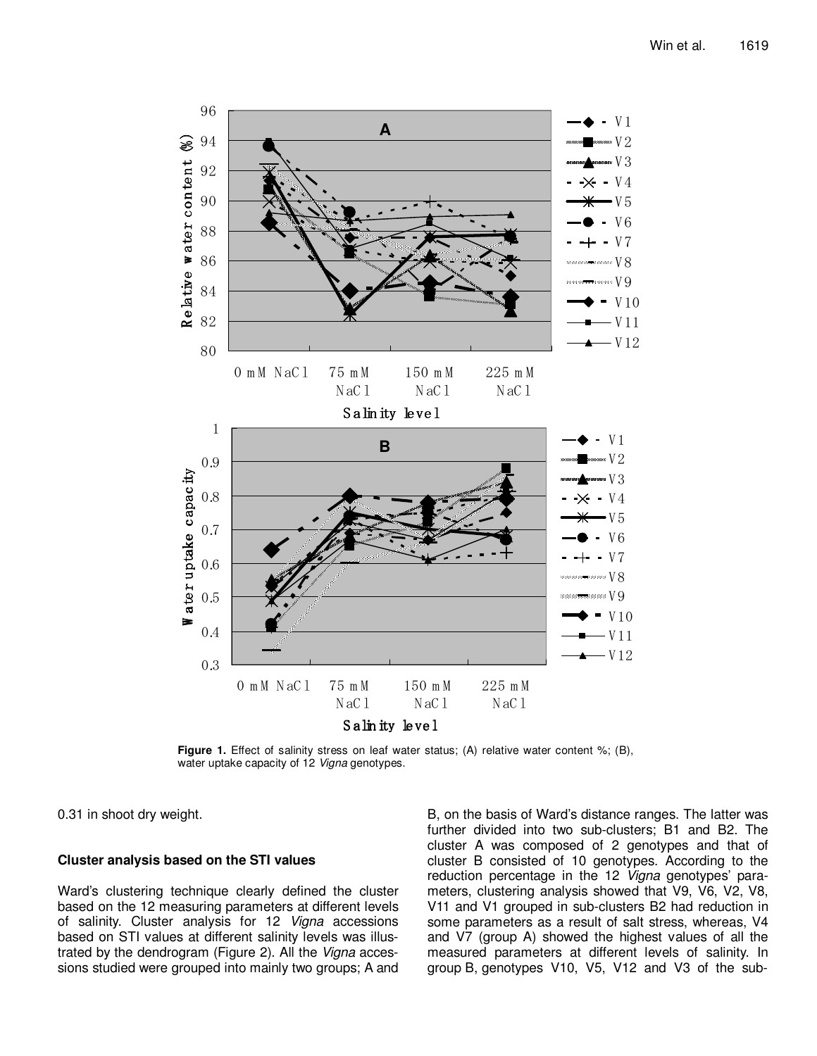**Figure 1.** Effect of salinity stress on leaf water status; (A) relative water content %; (B), water uptake capacity of 12 *Vigna* genotypes.

0.31 in shoot dry weight.

### Cluster analysis based on the STI values

Ward's clustering technique clearly defined the cluster based on the 12 measuring parameters at different levels of salinity. Cluster analysis for 12 *Vigna* accessions based on STI values at different salinity levels was illustrated by the dendrogram (Figure 2). All the *Vigna* accessions studied were grouped into mainly two groups; A and B, on the basis of Ward's distance ranges. The latter was further divided into two sub-clusters; B1 and B2. The cluster A was composed of 2 genotypes and that of cluster B consisted of 10 genotypes. According to the reduction percentage in the 12 *Vigna* genotypes' parameters, clustering analysis showed that V9, V6, V2, V8, V11 and V1 grouped in sub-clusters B2 had reduction in some parameters as a result of salt stress, whereas, V4 and V7 (group A) showed the highest values of all the measured parameters at different levels of salinity. In group B, genotypes V10, V5, V12 and V3 of the sub-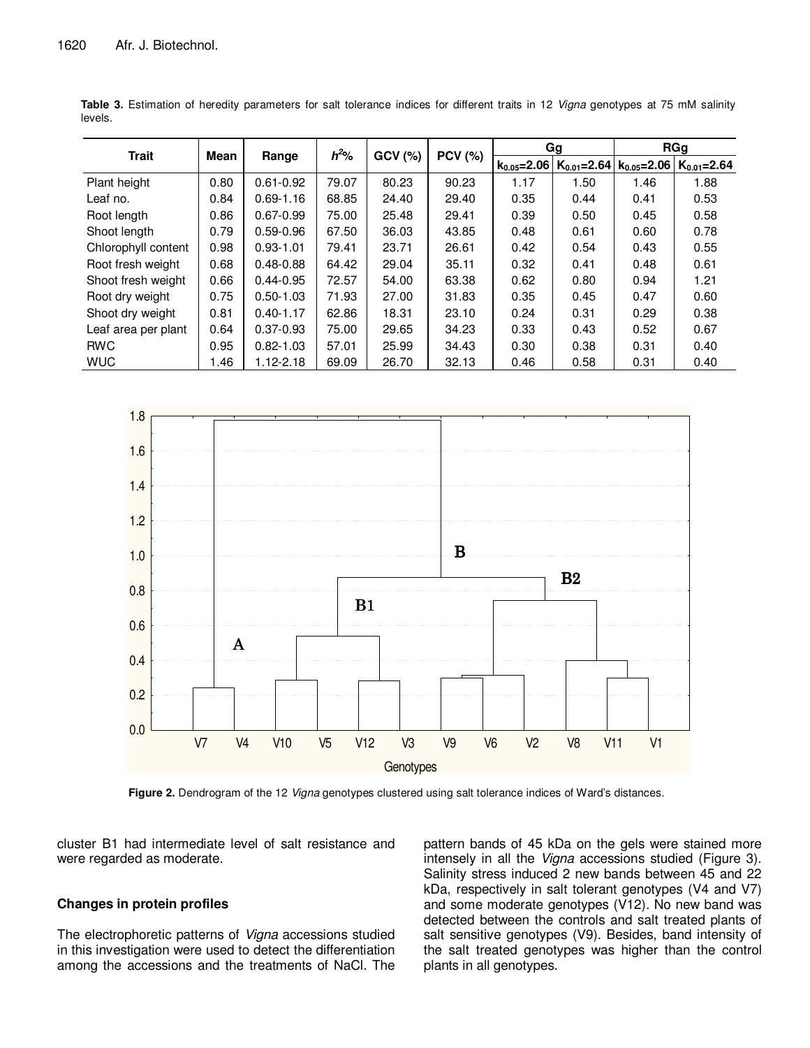**Table 3.** Estimation of heredity parameters for salt tolerance indices for different traits in 12 *Vigna* genotypes at 75 mM salinity levels.

| Trait | Mean | Range | $h^2$% | GCV (%) | PCV (%) | Gg | | RGg | |
|---|---|---|---|---|---|---|---|---|---|
| | | | | | | $k_{0.05}$=2.06 | $K_{0.01}$=2.64 | $k_{0.05}$=2.06 | $K_{0.01}$=2.64 |
| Plant height | 0.80 | 0.61-0.92 | 79.07 | 80.23 | 90.23 | 1.17 | 1.50 | 1.46 | 1.88 |
| Leaf no. | 0.84 | 0.69-1.16 | 68.85 | 24.40 | 29.40 | 0.35 | 0.44 | 0.41 | 0.53 |
| Root length | 0.86 | 0.67-0.99 | 75.00 | 25.48 | 29.41 | 0.39 | 0.50 | 0.45 | 0.58 |
| Shoot length | 0.79 | 0.59-0.96 | 67.50 | 36.03 | 43.85 | 0.48 | 0.61 | 0.60 | 0.78 |
| Chlorophyll content | 0.98 | 0.93-1.01 | 79.41 | 23.71 | 26.61 | 0.42 | 0.54 | 0.43 | 0.55 |
| Root fresh weight | 0.68 | 0.48-0.88 | 64.42 | 29.04 | 35.11 | 0.32 | 0.41 | 0.48 | 0.61 |
| Shoot fresh weight | 0.66 | 0.44-0.95 | 72.57 | 54.00 | 63.38 | 0.62 | 0.80 | 0.94 | 1.21 |
| Root dry weight | 0.75 | 0.50-1.03 | 71.93 | 27.00 | 31.83 | 0.35 | 0.45 | 0.47 | 0.60 |
| Shoot dry weight | 0.81 | 0.40-1.17 | 62.86 | 18.31 | 23.10 | 0.24 | 0.31 | 0.29 | 0.38 |
| Leaf area per plant | 0.64 | 0.37-0.93 | 75.00 | 29.65 | 34.23 | 0.33 | 0.43 | 0.52 | 0.67 |
| RWC | 0.95 | 0.82-1.03 | 57.01 | 25.99 | 34.43 | 0.30 | 0.38 | 0.31 | 0.40 |
| WUC | 1.46 | 1.12-2.18 | 69.09 | 26.70 | 32.13 | 0.46 | 0.58 | 0.31 | 0.40 |

**Figure 2.** Dendrogram of the 12 *Vigna* genotypes clustered using salt tolerance indices of Ward's distances.

cluster B1 had intermediate level of salt resistance and were regarded as moderate.

### Changes in protein profiles

The electrophoretic patterns of *Vigna* accessions studied in this investigation were used to detect the differentiation among the accessions and the treatments of NaCl. The pattern bands of 45 kDa on the gels were stained more intensely in all the *Vigna* accessions studied (Figure 3). Salinity stress induced 2 new bands between 45 and 22 kDa, respectively in salt tolerant genotypes (V4 and V7) and some moderate genotypes (V12). No new band was detected between the controls and salt treated plants of salt sensitive genotypes (V9). Besides, band intensity of the salt treated genotypes was higher than the control plants in all genotypes.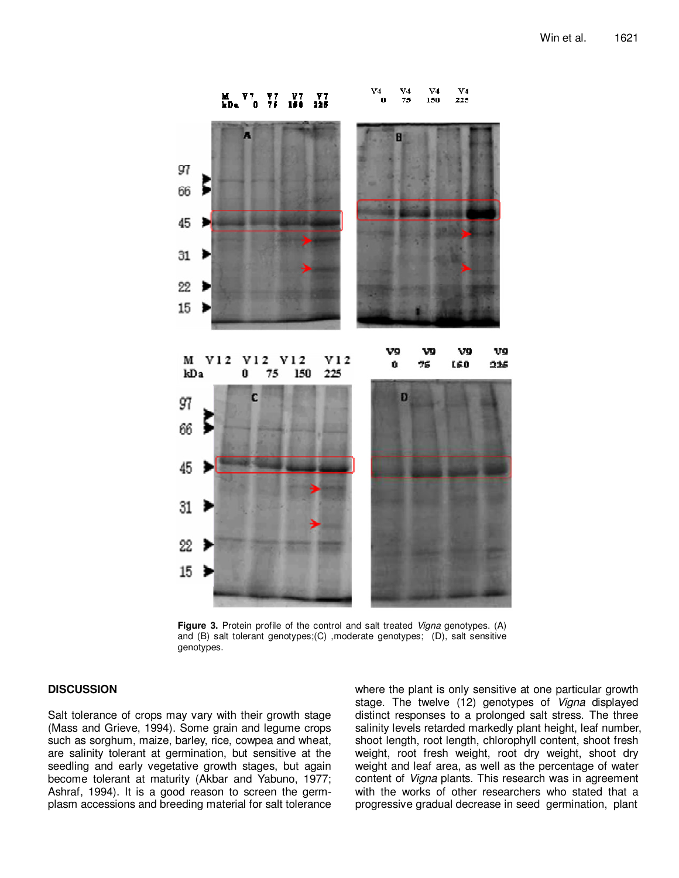**Figure 3.** Protein profile of the control and salt treated *Vigna* genotypes. (A) and (B) salt tolerant genotypes;(C) ,moderate genotypes; (D), salt sensitive genotypes.

## DISCUSSION

Salt tolerance of crops may vary with their growth stage (Mass and Grieve, 1994). Some grain and legume crops such as sorghum, maize, barley, rice, cowpea and wheat, are salinity tolerant at germination, but sensitive at the seedling and early vegetative growth stages, but again become tolerant at maturity (Akbar and Yabuno, 1977; Ashraf, 1994). It is a good reason to screen the germplasm accessions and breeding material for salt tolerance where the plant is only sensitive at one particular growth stage. The twelve (12) genotypes of *Vigna* displayed distinct responses to a prolonged salt stress. The three salinity levels retarded markedly plant height, leaf number, shoot length, root length, chlorophyll content, shoot fresh weight, root fresh weight, root dry weight, shoot dry weight and leaf area, as well as the percentage of water content of *Vigna* plants. This research was in agreement with the works of other researchers who stated that a progressive gradual decrease in seed germination, plant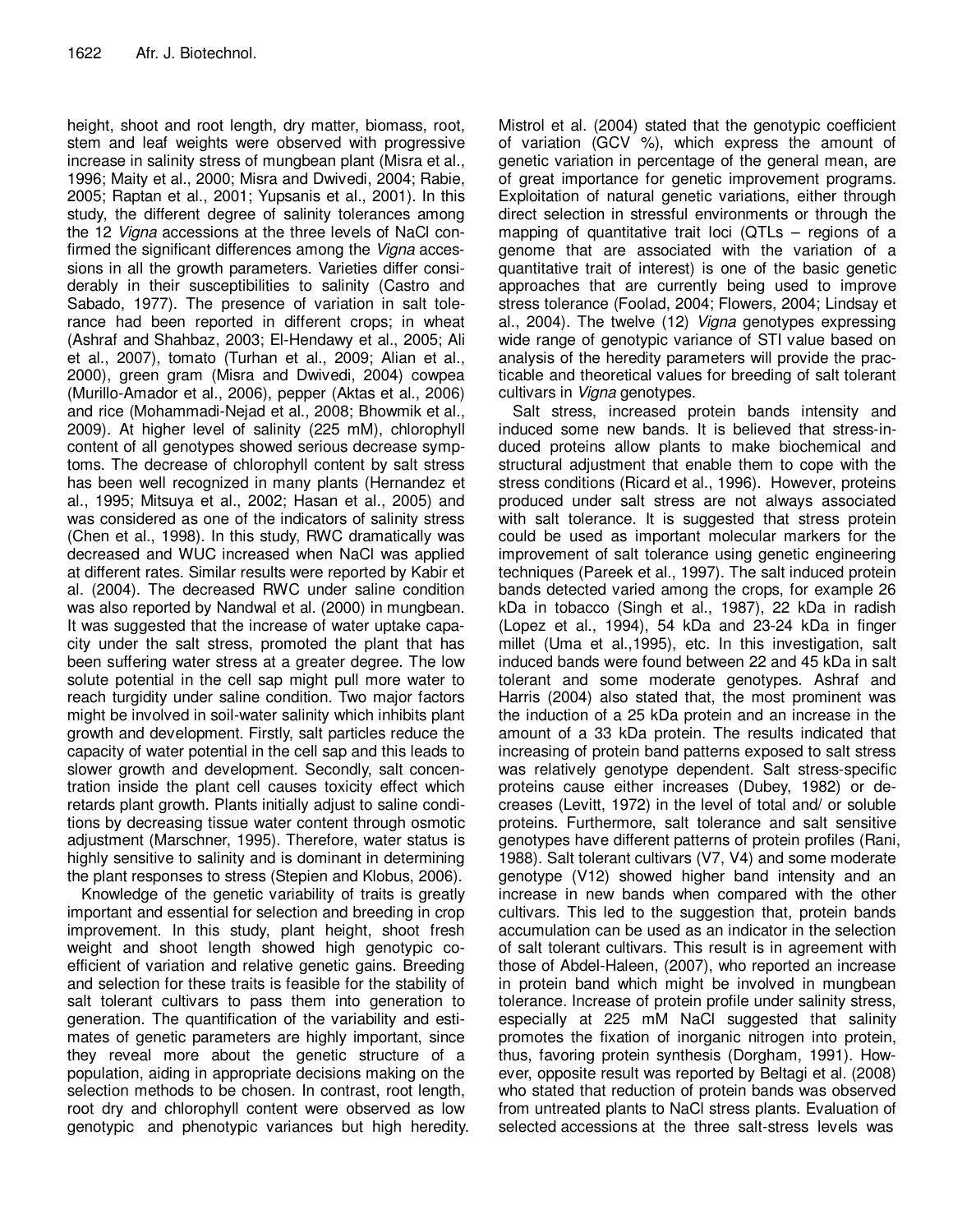height, shoot and root length, dry matter, biomass, root, stem and leaf weights were observed with progressive increase in salinity stress of mungbean plant (Misra et al., 1996; Maity et al., 2000; Misra and Dwivedi, 2004; Rabie, 2005; Raptan et al., 2001; Yupsanis et al., 2001). In this study, the different degree of salinity tolerances among the 12 *Vigna* accessions at the three levels of NaCl confirmed the significant differences among the *Vigna* accessions in all the growth parameters. Varieties differ considerably in their susceptibilities to salinity (Castro and Sabado, 1977). The presence of variation in salt tolerance had been reported in different crops; in wheat (Ashraf and Shahbaz, 2003; El-Hendawy et al., 2005; Ali et al., 2007), tomato (Turhan et al., 2009; Alian et al., 2000), green gram (Misra and Dwivedi, 2004) cowpea (Murillo-Amador et al., 2006), pepper (Aktas et al., 2006) and rice (Mohammadi-Nejad et al., 2008; Bhowmik et al., 2009). At higher level of salinity (225 mM), chlorophyll content of all genotypes showed serious decrease symptoms. The decrease of chlorophyll content by salt stress has been well recognized in many plants (Hernandez et al., 1995; Mitsuya et al., 2002; Hasan et al., 2005) and was considered as one of the indicators of salinity stress (Chen et al., 1998). In this study, RWC dramatically was decreased and WUC increased when NaCl was applied at different rates. Similar results were reported by Kabir et al. (2004). The decreased RWC under saline condition was also reported by Nandwal et al. (2000) in mungbean. It was suggested that the increase of water uptake capacity under the salt stress, promoted the plant that has been suffering water stress at a greater degree. The low solute potential in the cell sap might pull more water to reach turgidity under saline condition. Two major factors might be involved in soil-water salinity which inhibits plant growth and development. Firstly, salt particles reduce the capacity of water potential in the cell sap and this leads to slower growth and development. Secondly, salt concentration inside the plant cell causes toxicity effect which retards plant growth. Plants initially adjust to saline conditions by decreasing tissue water content through osmotic adjustment (Marschner, 1995). Therefore, water status is highly sensitive to salinity and is dominant in determining the plant responses to stress (Stepien and Klobus, 2006).

Knowledge of the genetic variability of traits is greatly important and essential for selection and breeding in crop improvement. In this study, plant height, shoot fresh weight and shoot length showed high genotypic coefficient of variation and relative genetic gains. Breeding and selection for these traits is feasible for the stability of salt tolerant cultivars to pass them into generation to generation. The quantification of the variability and estimates of genetic parameters are highly important, since they reveal more about the genetic structure of a population, aiding in appropriate decisions making on the selection methods to be chosen. In contrast, root length, root dry and chlorophyll content were observed as low genotypic and phenotypic variances but high heredity. Mistrol et al. (2004) stated that the genotypic coefficient of variation (GCV %), which express the amount of genetic variation in percentage of the general mean, are of great importance for genetic improvement programs. Exploitation of natural genetic variations, either through direct selection in stressful environments or through the mapping of quantitative trait loci (QTLs – regions of a genome that are associated with the variation of a quantitative trait of interest) is one of the basic genetic approaches that are currently being used to improve stress tolerance (Foolad, 2004; Flowers, 2004; Lindsay et al., 2004). The twelve (12) *Vigna* genotypes expressing wide range of genotypic variance of STI value based on analysis of the heredity parameters will provide the practicable and theoretical values for breeding of salt tolerant cultivars in *Vigna* genotypes.

Salt stress, increased protein bands intensity and induced some new bands. It is believed that stress-induced proteins allow plants to make biochemical and structural adjustment that enable them to cope with the stress conditions (Ricard et al., 1996). However, proteins produced under salt stress are not always associated with salt tolerance. It is suggested that stress protein could be used as important molecular markers for the improvement of salt tolerance using genetic engineering techniques (Pareek et al., 1997). The salt induced protein bands detected varied among the crops, for example 26 kDa in tobacco (Singh et al., 1987), 22 kDa in radish (Lopez et al., 1994), 54 kDa and 23-24 kDa in finger millet (Uma et al.,1995), etc. In this investigation, salt induced bands were found between 22 and 45 kDa in salt tolerant and some moderate genotypes. Ashraf and Harris (2004) also stated that, the most prominent was the induction of a 25 kDa protein and an increase in the amount of a 33 kDa protein. The results indicated that increasing of protein band patterns exposed to salt stress was relatively genotype dependent. Salt stress-specific proteins cause either increases (Dubey, 1982) or decreases (Levitt, 1972) in the level of total and/ or soluble proteins. Furthermore, salt tolerance and salt sensitive genotypes have different patterns of protein profiles (Rani, 1988). Salt tolerant cultivars (V7, V4) and some moderate genotype (V12) showed higher band intensity and an increase in new bands when compared with the other cultivars. This led to the suggestion that, protein bands accumulation can be used as an indicator in the selection of salt tolerant cultivars. This result is in agreement with those of Abdel-Haleen, (2007), who reported an increase in protein band which might be involved in mungbean tolerance. Increase of protein profile under salinity stress, especially at 225 mM NaCl suggested that salinity promotes the fixation of inorganic nitrogen into protein, thus, favoring protein synthesis (Dorgham, 1991). However, opposite result was reported by Beltagi et al. (2008) who stated that reduction of protein bands was observed from untreated plants to NaCl stress plants. Evaluation of selected accessions at the three salt-stress levels was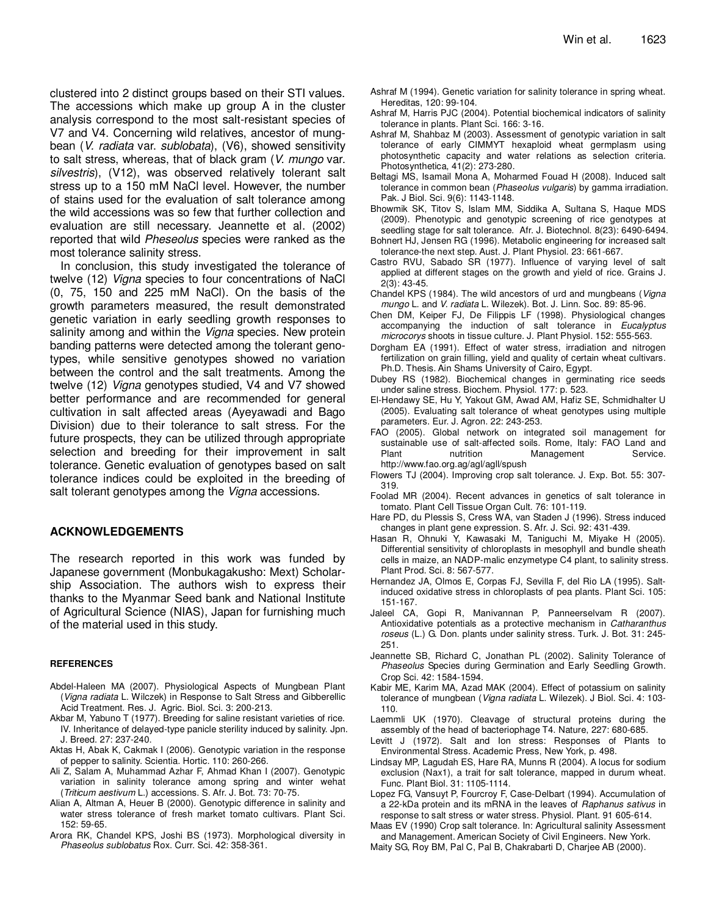clustered into 2 distinct groups based on their STI values. The accessions which make up group A in the cluster analysis correspond to the most salt-resistant species of V7 and V4. Concerning wild relatives, ancestor of mungbean (*V. radiata* var. *sublobata*), (V6), showed sensitivity to salt stress, whereas, that of black gram (*V. mungo* var. *silvestris*), (V12), was observed relatively tolerant salt stress up to a 150 mM NaCl level. However, the number of stains used for the evaluation of salt tolerance among the wild accessions was so few that further collection and evaluation are still necessary. Jeannette et al. (2002) reported that wild *Pheseolus* species were ranked as the most tolerance salinity stress.

In conclusion, this study investigated the tolerance of twelve (12) *Vigna* species to four concentrations of NaCl (0, 75, 150 and 225 mM NaCl). On the basis of the growth parameters measured, the result demonstrated genetic variation in early seedling growth responses to salinity among and within the *Vigna* species. New protein banding patterns were detected among the tolerant genotypes, while sensitive genotypes showed no variation between the control and the salt treatments. Among the twelve (12) *Vigna* genotypes studied, V4 and V7 showed better performance and are recommended for general cultivation in salt affected areas (Ayeyawadi and Bago Division) due to their tolerance to salt stress. For the future prospects, they can be utilized through appropriate selection and breeding for their improvement in salt tolerance. Genetic evaluation of genotypes based on salt tolerance indices could be exploited in the breeding of salt tolerant genotypes among the *Vigna* accessions.

## ACKNOWLEDGEMENTS

The research reported in this work was funded by Japanese government (Monbukagakusho: Mext) Scholarship Association. The authors wish to express their thanks to the Myanmar Seed bank and National Institute of Agricultural Science (NIAS), Japan for furnishing much of the material used in this study.

### REFERENCES

Abdel-Haleen MA (2007). Physiological Aspects of Mungbean Plant (*Vigna radiata* L. Wilczek) in Response to Salt Stress and Gibberellic Acid Treatment. Res. J. Agric. Biol. Sci. 3: 200-213.

Akbar M, Yabuno T (1977). Breeding for saline resistant varieties of rice. IV. Inheritance of delayed-type panicle sterility induced by salinity. Jpn. J. Breed. 27: 237-240.

Aktas H, Abak K, Cakmak I (2006). Genotypic variation in the response of pepper to salinity. Scientia. Hortic. 110: 260-266.

Ali Z, Salam A, Muhammad Azhar F, Ahmad Khan I (2007). Genotypic variation in salinity tolerance among spring and winter wehat (*Triticum aestivum* L.) accessions. S. Afr. J. Bot. 73: 70-75.

Alian A, Altman A, Heuer B (2000). Genotypic difference in salinity and water stress tolerance of fresh market tomato cultivars. Plant Sci. 152: 59-65.

Arora RK, Chandel KPS, Joshi BS (1973). Morphological diversity in *Phaseolus sublobatus* Rox. Curr. Sci. 42: 358-361.

Ashraf M (1994). Genetic variation for salinity tolerance in spring wheat. Hereditas, 120: 99-104.

Ashraf M, Harris PJC (2004). Potential biochemical indicators of salinity tolerance in plants. Plant Sci. 166: 3-16.

Ashraf M, Shahbaz M (2003). Assessment of genotypic variation in salt tolerance of early CIMMYT hexaploid wheat germplasm using photosynthetic capacity and water relations as selection criteria. Photosynthetica, 41(2): 273-280.

Beltagi MS, Isamail Mona A, Moharmed Fouad H (2008). Induced salt tolerance in common bean (*Phaseolus vulgaris*) by gamma irradiation. Pak. J Biol. Sci. 9(6): 1143-1148.

Bhowmik SK, Titov S, Islam MM, Siddika A, Sultana S, Haque MDS (2009). Phenotypic and genotypic screening of rice genotypes at seedling stage for salt tolerance. Afr. J. Biotechnol. 8(23): 6490-6494.

Bohnert HJ, Jensen RG (1996). Metabolic engineering for increased salt tolerance-the next step. Aust. J. Plant Physiol. 23: 661-667.

Castro RVU, Sabado SR (1977). Influence of varying level of salt applied at different stages on the growth and yield of rice. Grains J. 2(3): 43-45.

Chandel KPS (1984). The wild ancestors of urd and mungbeans (*Vigna mungo* L. and *V. radiata* L. Wilezek). Bot. J. Linn. Soc. 89: 85-96.

Chen DM, Keiper FJ, De Filippis LF (1998). Physiological changes accompanying the induction of salt tolerance in *Eucalyptus microcorys* shoots in tissue culture. J. Plant Physiol. 152: 555-563.

Dorgham EA (1991). Effect of water stress, irradiation and nitrogen fertilization on grain filling, yield and quality of certain wheat cultivars. Ph.D. Thesis. Ain Shams University of Cairo, Egypt.

Dubey RS (1982). Biochemical changes in germinating rice seeds under saline stress. Biochem. Physiol. 177: p. 523.

El-Hendawy SE, Hu Y, Yakout GM, Awad AM, Hafiz SE, Schmidhalter U (2005). Evaluating salt tolerance of wheat genotypes using multiple parameters. Eur. J. Agron. 22: 243-253.

FAO (2005). Global network on integrated soil management for sustainable use of salt-affected soils. Rome, Italy: FAO Land and Plant nutrition Management Service. http://www.fao.org.ag/agl/agll/spush

Flowers TJ (2004). Improving crop salt tolerance. J. Exp. Bot. 55: 307-319.

Foolad MR (2004). Recent advances in genetics of salt tolerance in tomato. Plant Cell Tissue Organ Cult. 76: 101-119.

Hare PD, du Plessis S, Cress WA, van Staden J (1996). Stress induced changes in plant gene expression. S. Afr. J. Sci. 92: 431-439.

Hasan R, Ohnuki Y, Kawasaki M, Taniguchi M, Miyake H (2005). Differential sensitivity of chloroplasts in mesophyll and bundle sheath cells in maize, an NADP-malic enzymetype C4 plant, to salinity stress. Plant Prod. Sci. 8: 567-577.

Hernandez JA, Olmos E, Corpas FJ, Sevilla F, del Rio LA (1995). Salt-induced oxidative stress in chloroplasts of pea plants. Plant Sci. 105: 151-167.

Jaleel CA, Gopi R, Manivannan P, Panneerselvam R (2007). Antioxidative potentials as a protective mechanism in *Catharanthus roseus* (L.) G. Don. plants under salinity stress. Turk. J. Bot. 31: 245-251.

Jeannette SB, Richard C, Jonathan PL (2002). Salinity Tolerance of *Phaseolus* Species during Germination and Early Seedling Growth. Crop Sci. 42: 1584-1594.

Kabir ME, Karim MA, Azad MAK (2004). Effect of potassium on salinity tolerance of mungbean (*Vigna radiata* L. Wilezek). J Biol. Sci. 4: 103-110.

Laemmli UK (1970). Cleavage of structural proteins during the assembly of the head of bacteriophage T4. Nature, 227: 680-685.

Levitt J (1972). Salt and Ion stress: Responses of Plants to Environmental Stress. Academic Press, New York, p. 498.

Lindsay MP, Lagudah ES, Hare RA, Munns R (2004). A locus for sodium exclusion (Nax1), a trait for salt tolerance, mapped in durum wheat. Func. Plant Biol. 31: 1105-1114.

Lopez FG, Vansuyt P, Fourcroy F, Case-Delbart (1994). Accumulation of a 22-kDa protein and its mRNA in the leaves of *Raphanus sativus* in response to salt stress or water stress. Physiol. Plant. 91 605-614.

Maas EV (1990) Crop salt tolerance. In: Agricultural salinity Assessment and Management. American Society of Civil Engineers. New York.

Maity SG, Roy BM, Pal C, Pal B, Chakrabarti D, Charjee AB (2000).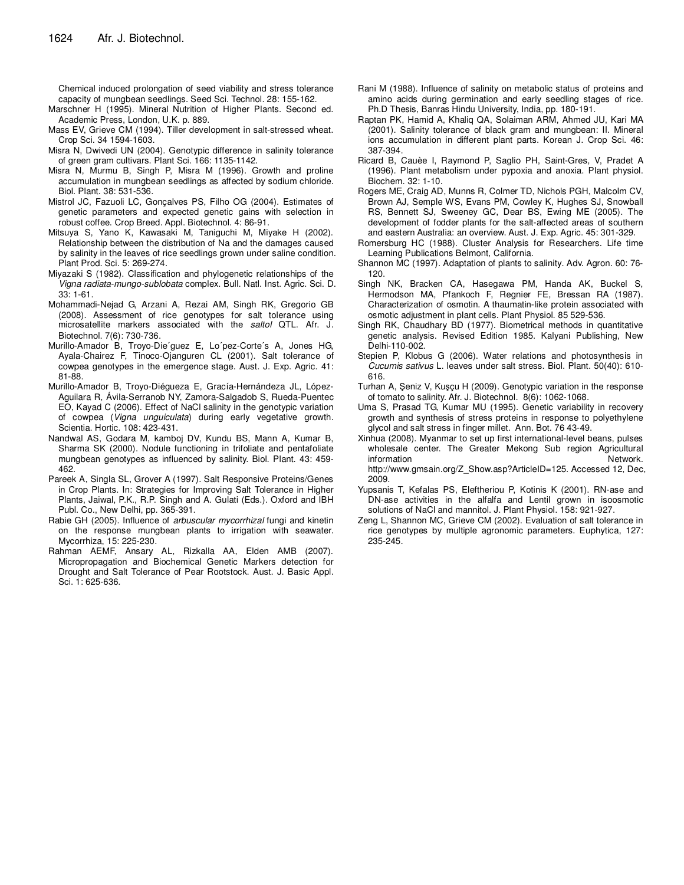Chemical induced prolongation of seed viability and stress tolerance capacity of mungbean seedlings. Seed Sci. Technol. 28: 155-162.

Marschner H (1995). Mineral Nutrition of Higher Plants. Second ed. Academic Press, London, U.K. p. 889.

Mass EV, Grieve CM (1994). Tiller development in salt-stressed wheat. Crop Sci. 34 1594-1603.

Misra N, Dwivedi UN (2004). Genotypic difference in salinity tolerance of green gram cultivars. Plant Sci. 166: 1135-1142.

Misra N, Murmu B, Singh P, Misra M (1996). Growth and proline accumulation in mungbean seedlings as affected by sodium chloride. Biol. Plant. 38: 531-536.

Mistrol JC, Fazuoli LC, Gonçalves PS, Filho OG (2004). Estimates of genetic parameters and expected genetic gains with selection in robust coffee. Crop Breed. Appl. Biotechnol. 4: 86-91.

Mitsuya S, Yano K, Kawasaki M, Taniguchi M, Miyake H (2002). Relationship between the distribution of Na and the damages caused by salinity in the leaves of rice seedlings grown under saline condition. Plant Prod. Sci. 5: 269-274.

Miyazaki S (1982). Classification and phylogenetic relationships of the *Vigna radiata-mungo-sublobata* complex. Bull. Natl. Inst. Agric. Sci. D. 33: 1-61.

Mohammadi-Nejad G, Arzani A, Rezai AM, Singh RK, Gregorio GB (2008). Assessment of rice genotypes for salt tolerance using microsatellite markers associated with the *saltol* QTL. Afr. J. Biotechnol. 7(6): 730-736.

Murillo-Amador B, Troyo-Die´guez E, Lo´pez-Corte´s A, Jones HG, Ayala-Chairez F, Tinoco-Ojanguren CL (2001). Salt tolerance of cowpea genotypes in the emergence stage. Aust. J. Exp. Agric. 41: 81-88.

Murillo-Amador B, Troyo-Diégueza E, García-Hernándeza JL, López-Aguilara R, Ávila-Serranob NY, Zamora-Salgadob S, Rueda-Puentec EO, Kayad C (2006). Effect of NaCl salinity in the genotypic variation of cowpea (*Vigna unguiculata*) during early vegetative growth. Scientia. Hortic. 108: 423-431.

Nandwal AS, Godara M, kamboj DV, Kundu BS, Mann A, Kumar B, Sharma SK (2000). Nodule functioning in trifoliate and pentafoliate mungbean genotypes as influenced by salinity. Biol. Plant. 43: 459-462.

Pareek A, Singla SL, Grover A (1997). Salt Responsive Proteins/Genes in Crop Plants. In: Strategies for Improving Salt Tolerance in Higher Plants, Jaiwal, P.K., R.P. Singh and A. Gulati (Eds.). Oxford and IBH Publ. Co., New Delhi, pp. 365-391.

Rabie GH (2005). Influence of *arbuscular mycorrhizal* fungi and kinetin on the response mungbean plants to irrigation with seawater. Mycorrhiza, 15: 225-230.

Rahman AEMF, Ansary AL, Rizkalla AA, Elden AMB (2007). Micropropagation and Biochemical Genetic Markers detection for Drought and Salt Tolerance of Pear Rootstock. Aust. J. Basic Appl. Sci. 1: 625-636.

Rani M (1988). Influence of salinity on metabolic status of proteins and amino acids during germination and early seedling stages of rice. Ph.D Thesis, Banras Hindu University, India, pp. 180-191.

Raptan PK, Hamid A, Khaliq QA, Solaiman ARM, Ahmed JU, Kari MA (2001). Salinity tolerance of black gram and mungbean: II. Mineral ions accumulation in different plant parts. Korean J. Crop Sci. 46: 387-394.

Ricard B, Cauèe I, Raymond P, Saglio PH, Saint-Gres, V, Pradet A (1996). Plant metabolism under pypoxia and anoxia. Plant physiol. Biochem. 32: 1-10.

Rogers ME, Craig AD, Munns R, Colmer TD, Nichols PGH, Malcolm CV, Brown AJ, Semple WS, Evans PM, Cowley K, Hughes SJ, Snowball RS, Bennett SJ, Sweeney GC, Dear BS, Ewing ME (2005). The development of fodder plants for the salt-affected areas of southern and eastern Australia: an overview. Aust. J. Exp. Agric. 45: 301-329.

Romersburg HC (1988). Cluster Analysis for Researchers. Life time Learning Publications Belmont, California.

Shannon MC (1997). Adaptation of plants to salinity. Adv. Agron. 60: 76-120.

Singh NK, Bracken CA, Hasegawa PM, Handa AK, Buckel S, Hermodson MA, Pfankoch F, Regnier FE, Bressan RA (1987). Characterization of osmotin. A thaumatin-like protein associated with osmotic adjustment in plant cells. Plant Physiol. 85 529-536.

Singh RK, Chaudhary BD (1977). Biometrical methods in quantitative genetic analysis. Revised Edition 1985. Kalyani Publishing, New Delhi-110-002.

Stepien P, Klobus G (2006). Water relations and photosynthesis in *Cucumis sativus* L. leaves under salt stress. Biol. Plant. 50(40): 610-616.

Turhan A, Şeniz V, Kuşçu H (2009). Genotypic variation in the response of tomato to salinity. Afr. J. Biotechnol. 8(6): 1062-1068.

Uma S, Prasad TG, Kumar MU (1995). Genetic variability in recovery growth and synthesis of stress proteins in response to polyethylene glycol and salt stress in finger millet. Ann. Bot. 76 43-49.

Xinhua (2008). Myanmar to set up first international-level beans, pulses wholesale center. The Greater Mekong Sub region Agricultural information Network. http://www.gmsain.org/Z_Show.asp?ArticleID=125. Accessed 12, Dec, 2009.

Yupsanis T, Kefalas PS, Eleftheriou P, Kotinis K (2001). RN-ase and DN-ase activities in the alfalfa and Lentil grown in isoosmotic solutions of NaCl and mannitol. J. Plant Physiol. 158: 921-927.

Zeng L, Shannon MC, Grieve CM (2002). Evaluation of salt tolerance in rice genotypes by multiple agronomic parameters. Euphytica, 127: 235-245.